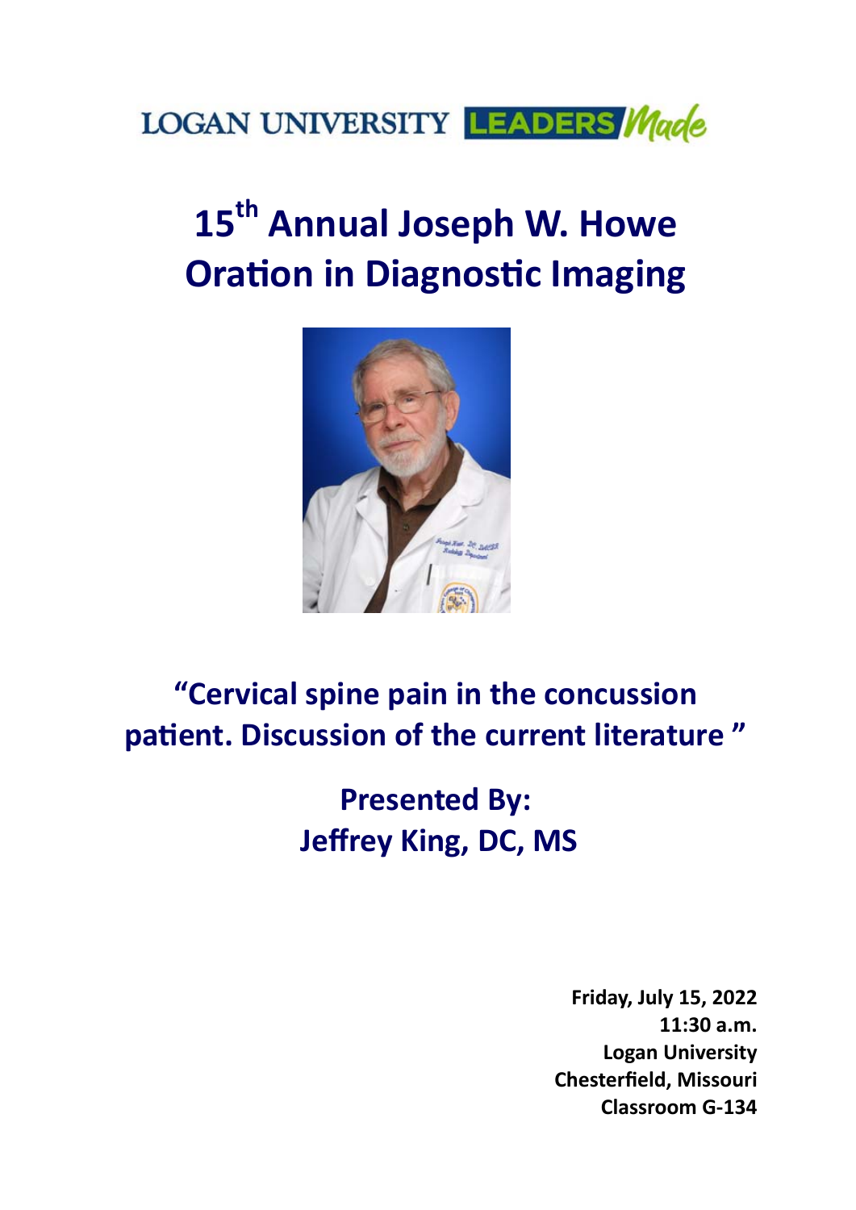LOGAN UNIVERSITY **LEADERS** *Made*

# 15th Annual Joseph W. Howe Oration in Diagnostic Imaging

## "Cervical spine pain in the concussion patient. Discussion of the current literature "

## Presented By:
## Jeffrey King, DC, MS

**Friday, July 15, 2022**
**11:30 a.m.**
**Logan University**
**Chesterfield, Missouri**
**Classroom G-134**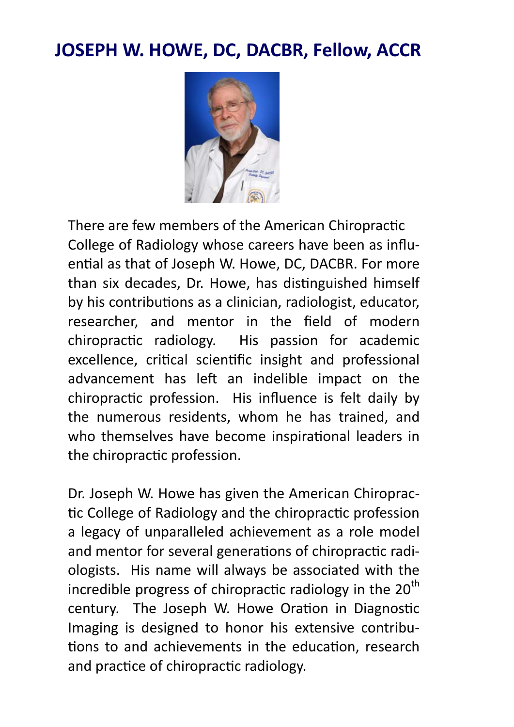# JOSEPH W. HOWE, DC, DACBR, Fellow, ACCR

There are few members of the American Chiropractic College of Radiology whose careers have been as influential as that of Joseph W. Howe, DC, DACBR. For more than six decades, Dr. Howe, has distinguished himself by his contributions as a clinician, radiologist, educator, researcher, and mentor in the field of modern chiropractic radiology. His passion for academic excellence, critical scientific insight and professional advancement has left an indelible impact on the chiropractic profession. His influence is felt daily by the numerous residents, whom he has trained, and who themselves have become inspirational leaders in the chiropractic profession.

Dr. Joseph W. Howe has given the American Chiropractic College of Radiology and the chiropractic profession a legacy of unparalleled achievement as a role model and mentor for several generations of chiropractic radiologists. His name will always be associated with the incredible progress of chiropractic radiology in the 20th century. The Joseph W. Howe Oration in Diagnostic Imaging is designed to honor his extensive contributions to and achievements in the education, research and practice of chiropractic radiology.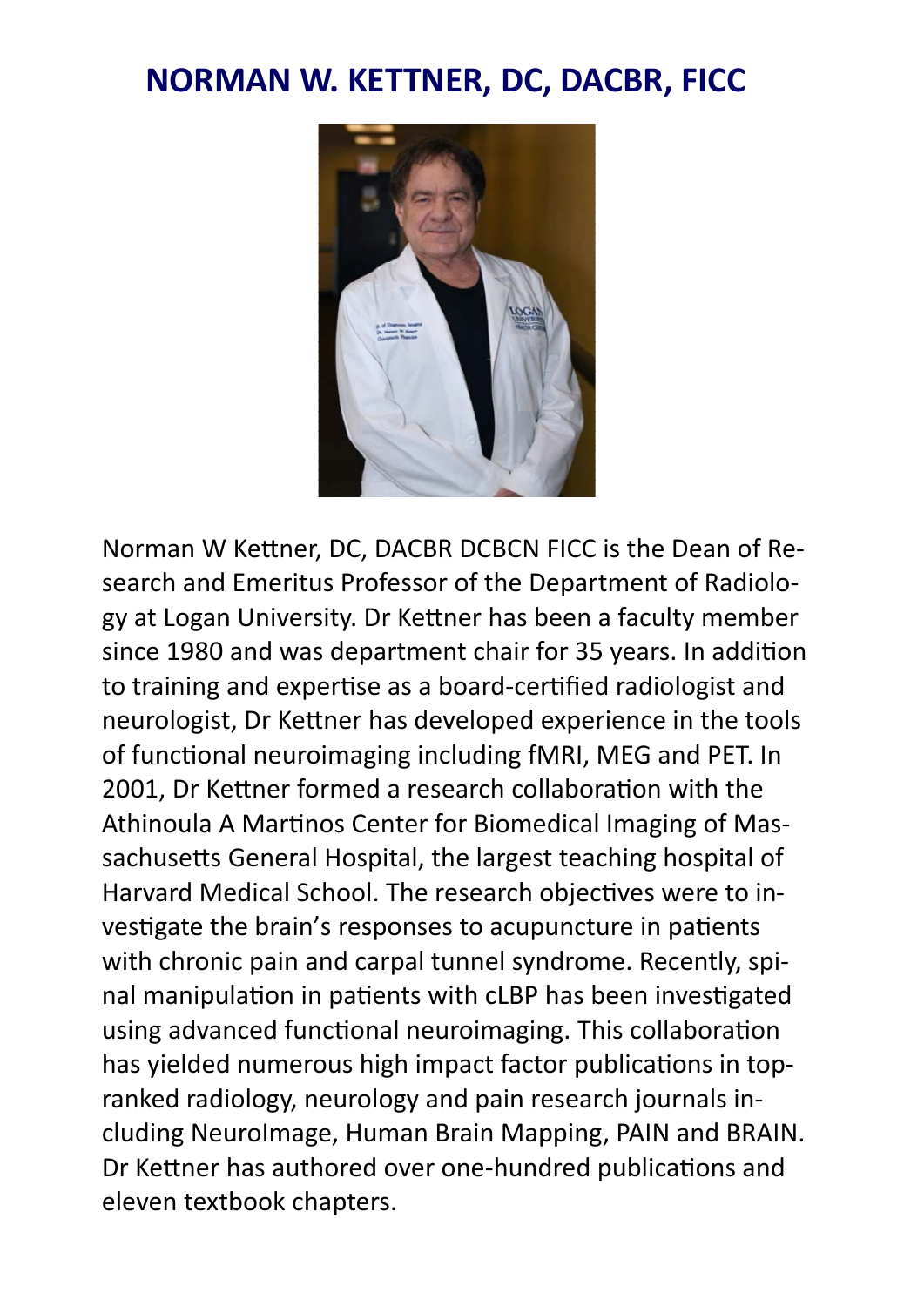# NORMAN W. KETTNER, DC, DACBR, FICC

Norman W Kettner, DC, DACBR DCBCN FICC is the Dean of Research and Emeritus Professor of the Department of Radiology at Logan University. Dr Kettner has been a faculty member since 1980 and was department chair for 35 years. In addition to training and expertise as a board-certified radiologist and neurologist, Dr Kettner has developed experience in the tools of functional neuroimaging including fMRI, MEG and PET. In 2001, Dr Kettner formed a research collaboration with the Athinoula A Martinos Center for Biomedical Imaging of Massachusetts General Hospital, the largest teaching hospital of Harvard Medical School. The research objectives were to investigate the brain's responses to acupuncture in patients with chronic pain and carpal tunnel syndrome. Recently, spinal manipulation in patients with cLBP has been investigated using advanced functional neuroimaging. This collaboration has yielded numerous high impact factor publications in top-ranked radiology, neurology and pain research journals including NeuroImage, Human Brain Mapping, PAIN and BRAIN. Dr Kettner has authored over one-hundred publications and eleven textbook chapters.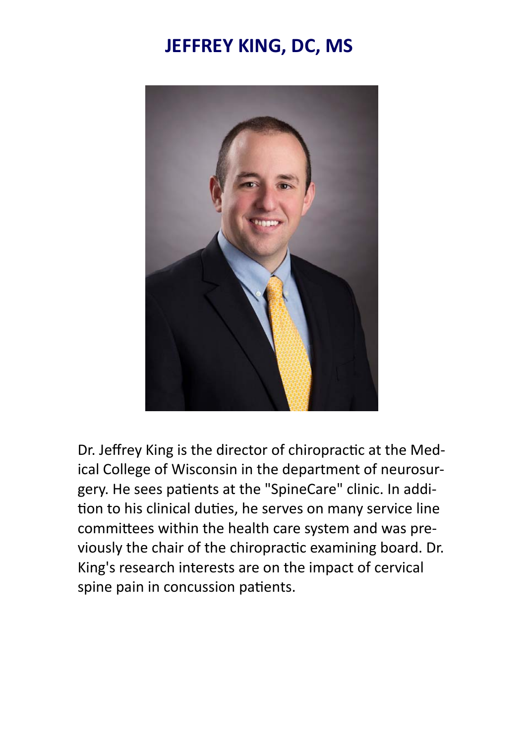# JEFFREY KING, DC, MS

Dr. Jeffrey King is the director of chiropractic at the Medical College of Wisconsin in the department of neurosurgery. He sees patients at the "SpineCare" clinic. In addition to his clinical duties, he serves on many service line committees within the health care system and was previously the chair of the chiropractic examining board. Dr. King's research interests are on the impact of cervical spine pain in concussion patients.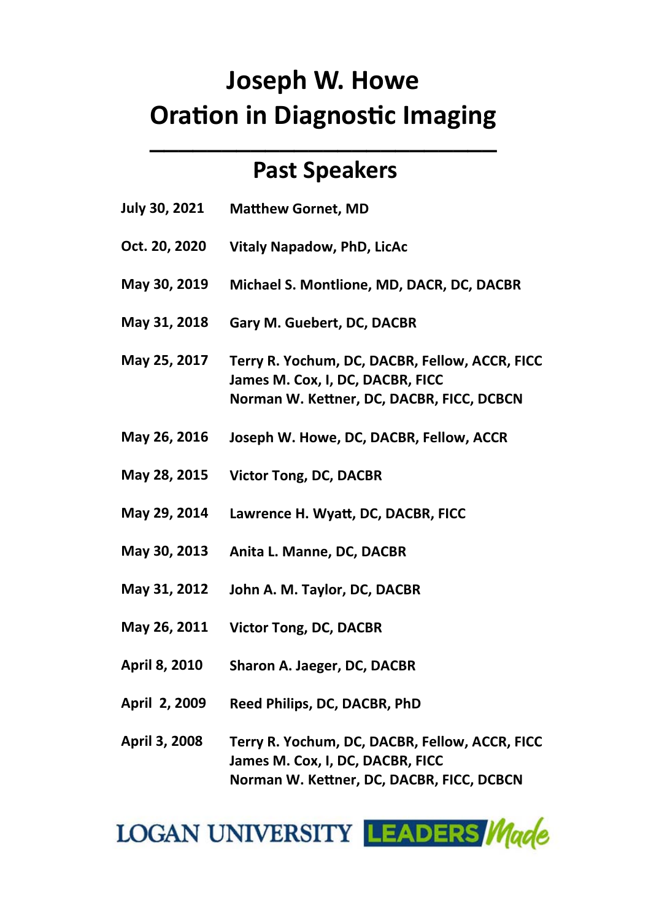# Joseph W. Howe
# Oration in Diagnostic Imaging

## Past Speakers

| | |
|---|---|
| **July 30, 2021** | **Matthew Gornet, MD** |
| **Oct. 20, 2020** | **Vitaly Napadow, PhD, LicAc** |
| **May 30, 2019** | **Michael S. Montlione, MD, DACR, DC, DACBR** |
| **May 31, 2018** | **Gary M. Guebert, DC, DACBR** |
| **May 25, 2017** | **Terry R. Yochum, DC, DACBR, Fellow, ACCR, FICC**<br>**James M. Cox, I, DC, DACBR, FICC**<br>**Norman W. Kettner, DC, DACBR, FICC, DCBCN** |
| **May 26, 2016** | **Joseph W. Howe, DC, DACBR, Fellow, ACCR** |
| **May 28, 2015** | **Victor Tong, DC, DACBR** |
| **May 29, 2014** | **Lawrence H. Wyatt, DC, DACBR, FICC** |
| **May 30, 2013** | **Anita L. Manne, DC, DACBR** |
| **May 31, 2012** | **John A. M. Taylor, DC, DACBR** |
| **May 26, 2011** | **Victor Tong, DC, DACBR** |
| **April 8, 2010** | **Sharon A. Jaeger, DC, DACBR** |
| **April 2, 2009** | **Reed Philips, DC, DACBR, PhD** |
| **April 3, 2008** | **Terry R. Yochum, DC, DACBR, Fellow, ACCR, FICC**<br>**James M. Cox, I, DC, DACBR, FICC**<br>**Norman W. Kettner, DC, DACBR, FICC, DCBCN** |

LOGAN UNIVERSITY LEADERS Made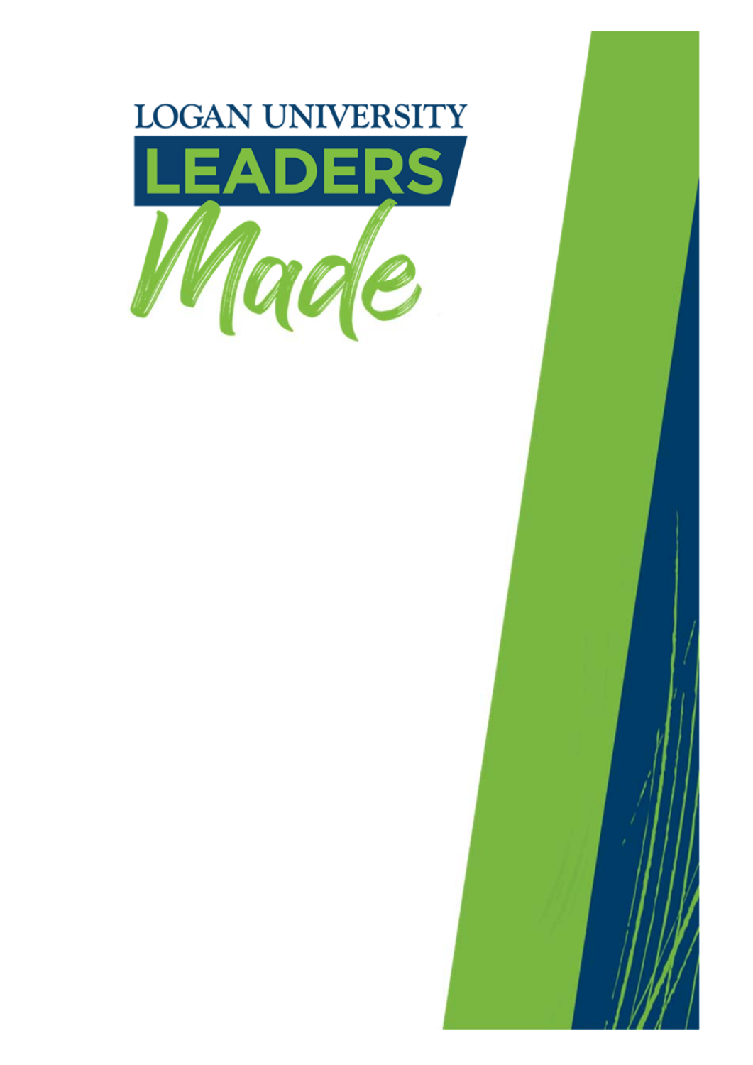LOGAN UNIVERSITY

LEADERS

Made